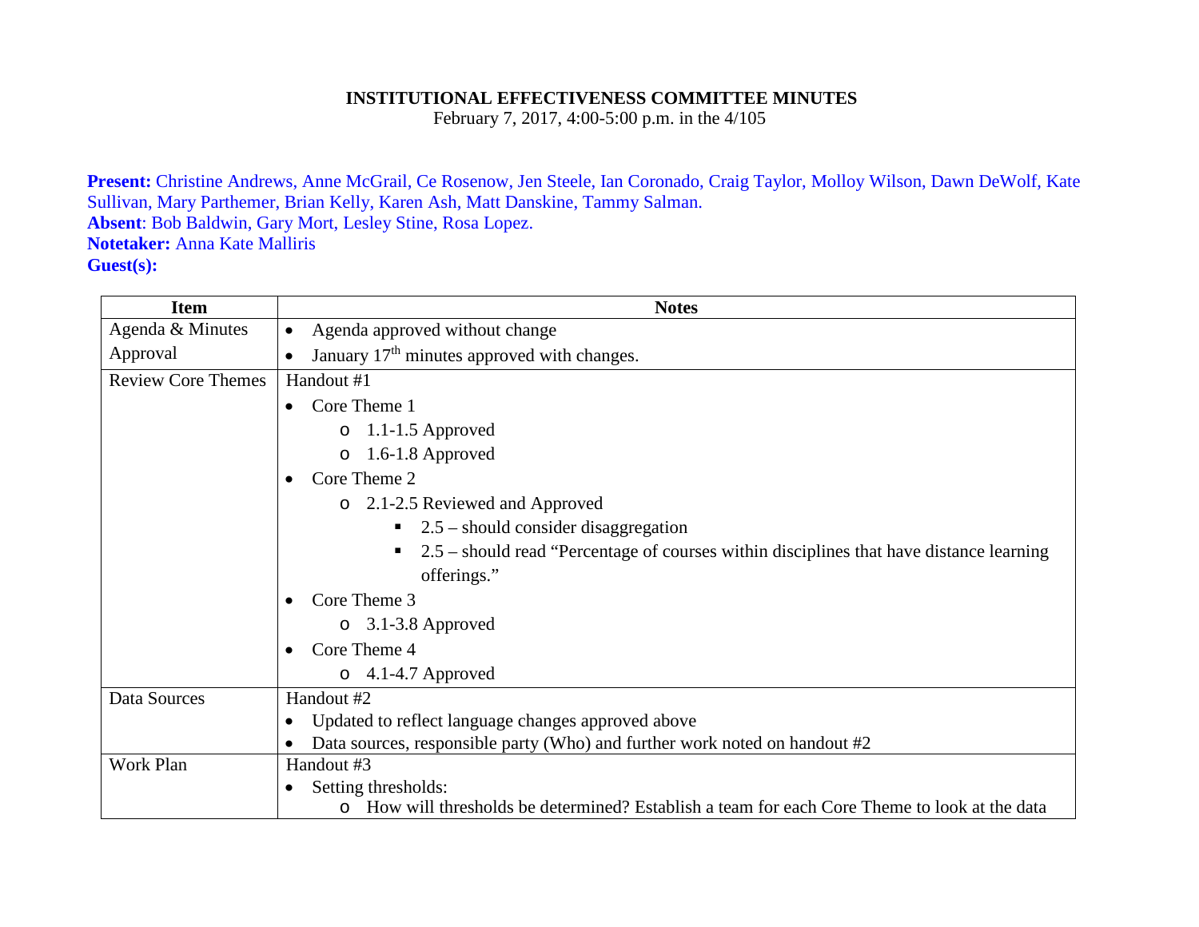**INSTITUTIONAL EFFECTIVENESS COMMITTEE MINUTES**
February 7, 2017, 4:00-5:00 p.m. in the 4/105

**Present:** Christine Andrews, Anne McGrail, Ce Rosenow, Jen Steele, Ian Coronado, Craig Taylor, Molloy Wilson, Dawn DeWolf, Kate Sullivan, Mary Parthemer, Brian Kelly, Karen Ash, Matt Danskine, Tammy Salman.
**Absent**: Bob Baldwin, Gary Mort, Lesley Stine, Rosa Lopez.
**Notetaker:** Anna Kate Malliris
**Guest(s):**

| Item | Notes |
|---|---|
| Agenda & Minutes Approval | • Agenda approved without change<br>• January 17th minutes approved with changes. |
| Review Core Themes | Handout #1<br>• Core Theme 1<br>  o 1.1-1.5 Approved<br>  o 1.6-1.8 Approved<br>• Core Theme 2<br>  o 2.1-2.5 Reviewed and Approved<br>    ▪ 2.5 – should consider disaggregation<br>    ▪ 2.5 – should read "Percentage of courses within disciplines that have distance learning offerings."<br>• Core Theme 3<br>  o 3.1-3.8 Approved<br>• Core Theme 4<br>  o 4.1-4.7 Approved |
| Data Sources | Handout #2<br>• Updated to reflect language changes approved above<br>• Data sources, responsible party (Who) and further work noted on handout #2 |
| Work Plan | Handout #3<br>• Setting thresholds:<br>  o How will thresholds be determined? Establish a team for each Core Theme to look at the data |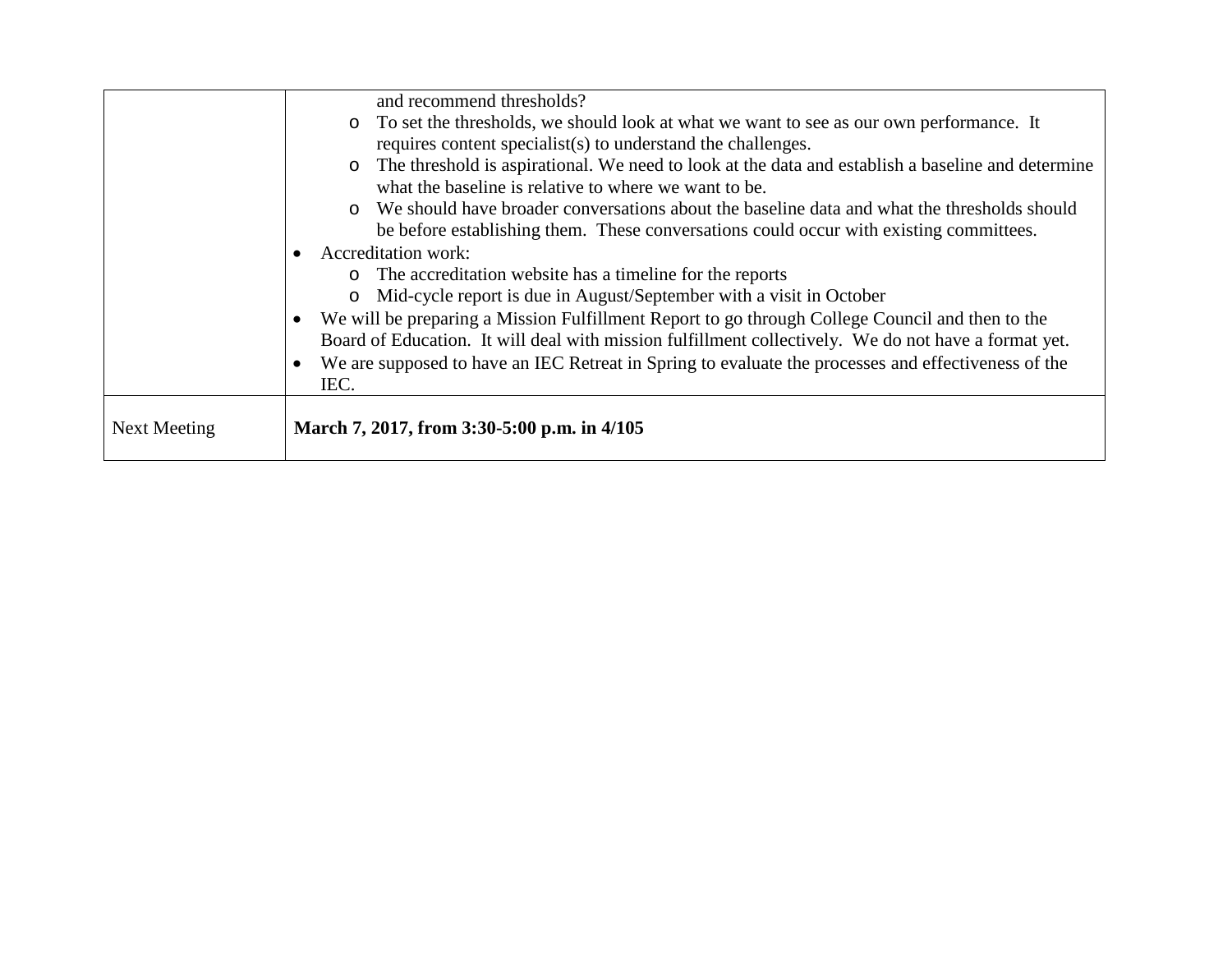| | |
|---|---|
| | and recommend thresholds?<br>o To set the thresholds, we should look at what we want to see as our own performance. It requires content specialist(s) to understand the challenges.<br>o The threshold is aspirational. We need to look at the data and establish a baseline and determine what the baseline is relative to where we want to be.<br>o We should have broader conversations about the baseline data and what the thresholds should be before establishing them. These conversations could occur with existing committees.<br>• Accreditation work:<br>o The accreditation website has a timeline for the reports<br>o Mid-cycle report is due in August/September with a visit in October<br>• We will be preparing a Mission Fulfillment Report to go through College Council and then to the Board of Education. It will deal with mission fulfillment collectively. We do not have a format yet.<br>• We are supposed to have an IEC Retreat in Spring to evaluate the processes and effectiveness of the IEC. |
| Next Meeting | **March 7, 2017, from 3:30-5:00 p.m. in 4/105** |